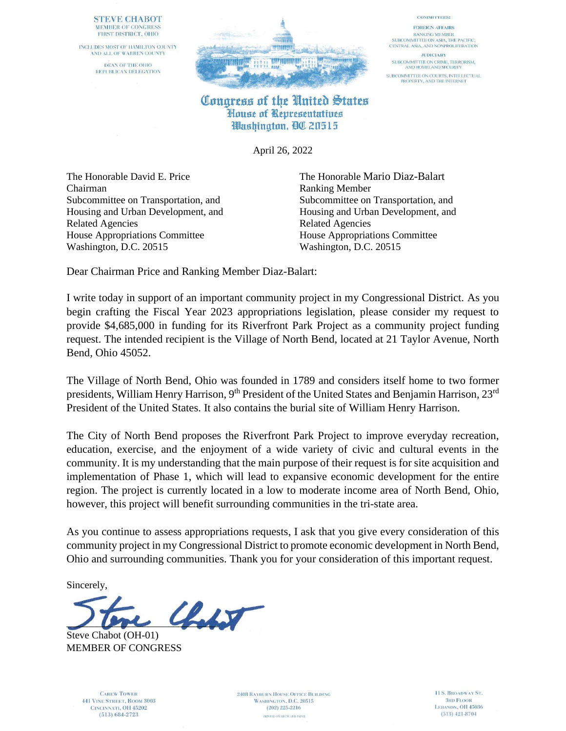STEVE CHABOT
MEMBER OF CONGRESS
FIRST DISTRICT, OHIO

INCLUDES MOST OF HAMILTON COUNTY
AND ALL OF WARREN COUNTY

DEAN OF THE OHIO
REPUBLICAN DELEGATION

COMMITTEES:

FOREIGN AFFAIRS
RANKING MEMBER
SUBCOMMITTEE ON ASIA, THE PACIFIC,
CENTRAL ASIA, AND NONPROLIFERATION

JUDICIARY
SUBCOMMITTEE ON CRIME, TERRORISM,
AND HOMELAND SECURITY
SUBCOMMITTEE ON COURTS, INTELLECTUAL
PROPERTY, AND THE INTERNET

**Congress of the United States**
**House of Representatives**
**Washington, DC 20515**

April 26, 2022

The Honorable David E. Price
Chairman
Subcommittee on Transportation, and
Housing and Urban Development, and
Related Agencies
House Appropriations Committee
Washington, D.C. 20515

The Honorable Mario Diaz-Balart
Ranking Member
Subcommittee on Transportation, and
Housing and Urban Development, and
Related Agencies
House Appropriations Committee
Washington, D.C. 20515

Dear Chairman Price and Ranking Member Diaz-Balart:

I write today in support of an important community project in my Congressional District. As you begin crafting the Fiscal Year 2023 appropriations legislation, please consider my request to provide $4,685,000 in funding for its Riverfront Park Project as a community project funding request. The intended recipient is the Village of North Bend, located at 21 Taylor Avenue, North Bend, Ohio 45052.

The Village of North Bend, Ohio was founded in 1789 and considers itself home to two former presidents, William Henry Harrison, 9th President of the United States and Benjamin Harrison, 23rd President of the United States. It also contains the burial site of William Henry Harrison.

The City of North Bend proposes the Riverfront Park Project to improve everyday recreation, education, exercise, and the enjoyment of a wide variety of civic and cultural events in the community. It is my understanding that the main purpose of their request is for site acquisition and implementation of Phase 1, which will lead to expansive economic development for the entire region. The project is currently located in a low to moderate income area of North Bend, Ohio, however, this project will benefit surrounding communities in the tri-state area.

As you continue to assess appropriations requests, I ask that you give every consideration of this community project in my Congressional District to promote economic development in North Bend, Ohio and surrounding communities. Thank you for your consideration of this important request.

Sincerely,

Steve Chabot (OH-01)
MEMBER OF CONGRESS

CAREW TOWER
441 VINE STREET, ROOM 3003
CINCINNATI, OH 45202
(513) 684-2723

2408 RAYBURN HOUSE OFFICE BUILDING
WASHINGTON, D.C. 20515
(202) 225-2216

PRINTED ON RECYCLED PAPER

11 S. BROADWAY ST.
3RD FLOOR
LEBANON, OH 45036
(513) 421-8704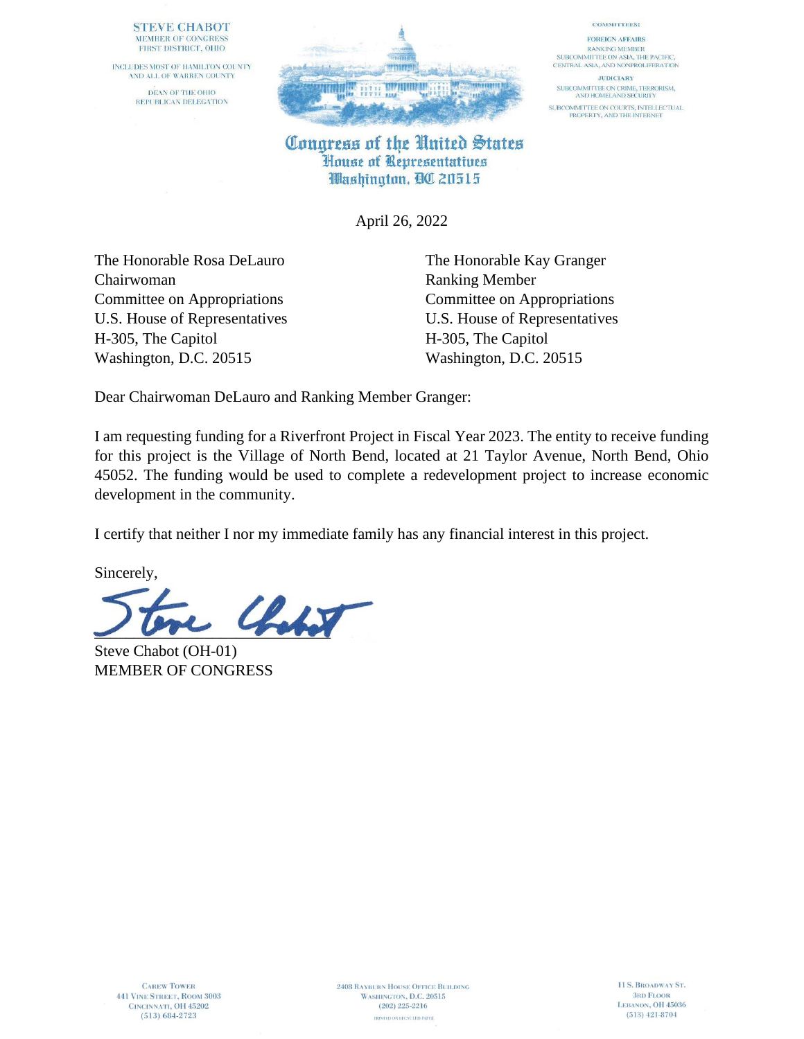STEVE CHABOT
MEMBER OF CONGRESS
FIRST DISTRICT, OHIO

INCLUDES MOST OF HAMILTON COUNTY
AND ALL OF WARREN COUNTY

DEAN OF THE OHIO
REPUBLICAN DELEGATION

COMMITTEES:

FOREIGN AFFAIRS
RANKING MEMBER
SUBCOMMITTEE ON ASIA, THE PACIFIC, CENTRAL ASIA, AND NONPROLIFERATION

JUDICIARY
SUBCOMMITTEE ON CRIME, TERRORISM, AND HOMELAND SECURITY
SUBCOMMITTEE ON COURTS, INTELLECTUAL PROPERTY, AND THE INTERNET

**Congress of the United States**
**House of Representatives**
**Washington, DC 20515**

April 26, 2022

The Honorable Rosa DeLauro
Chairwoman
Committee on Appropriations
U.S. House of Representatives
H-305, The Capitol
Washington, D.C. 20515

The Honorable Kay Granger
Ranking Member
Committee on Appropriations
U.S. House of Representatives
H-305, The Capitol
Washington, D.C. 20515

Dear Chairwoman DeLauro and Ranking Member Granger:

I am requesting funding for a Riverfront Project in Fiscal Year 2023. The entity to receive funding for this project is the Village of North Bend, located at 21 Taylor Avenue, North Bend, Ohio 45052. The funding would be used to complete a redevelopment project to increase economic development in the community.

I certify that neither I nor my immediate family has any financial interest in this project.

Sincerely,

Steve Chabot

Steve Chabot (OH-01)
MEMBER OF CONGRESS

CAREW TOWER
441 VINE STREET, ROOM 3003
CINCINNATI, OH 45202
(513) 684-2723

2408 RAYBURN HOUSE OFFICE BUILDING
WASHINGTON, D.C. 20515
(202) 225-2216
PRINTED ON RECYCLED PAPER

11 S. BROADWAY ST.
3RD FLOOR
LEBANON, OH 45036
(513) 421-8704